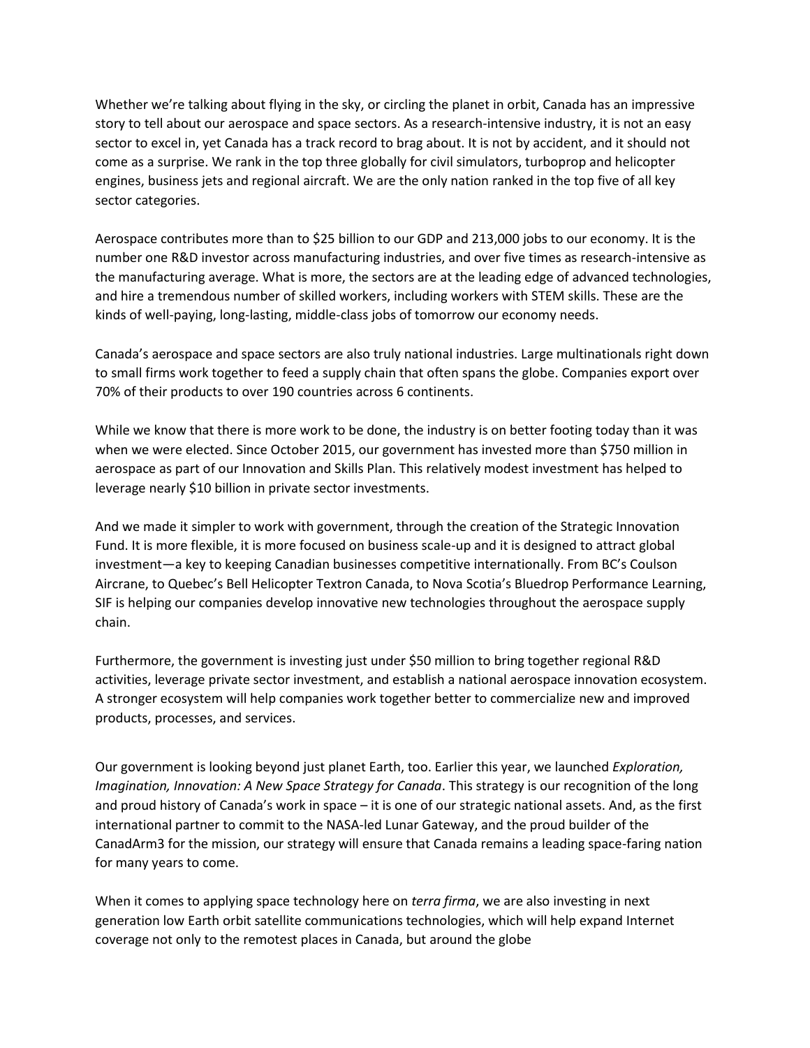Whether we're talking about flying in the sky, or circling the planet in orbit, Canada has an impressive story to tell about our aerospace and space sectors. As a research-intensive industry, it is not an easy sector to excel in, yet Canada has a track record to brag about. It is not by accident, and it should not come as a surprise. We rank in the top three globally for civil simulators, turboprop and helicopter engines, business jets and regional aircraft. We are the only nation ranked in the top five of all key sector categories.

Aerospace contributes more than to $25 billion to our GDP and 213,000 jobs to our economy. It is the number one R&D investor across manufacturing industries, and over five times as research-intensive as the manufacturing average. What is more, the sectors are at the leading edge of advanced technologies, and hire a tremendous number of skilled workers, including workers with STEM skills. These are the kinds of well-paying, long-lasting, middle-class jobs of tomorrow our economy needs.

Canada's aerospace and space sectors are also truly national industries. Large multinationals right down to small firms work together to feed a supply chain that often spans the globe. Companies export over 70% of their products to over 190 countries across 6 continents.

While we know that there is more work to be done, the industry is on better footing today than it was when we were elected. Since October 2015, our government has invested more than $750 million in aerospace as part of our Innovation and Skills Plan. This relatively modest investment has helped to leverage nearly $10 billion in private sector investments.

And we made it simpler to work with government, through the creation of the Strategic Innovation Fund. It is more flexible, it is more focused on business scale-up and it is designed to attract global investment—a key to keeping Canadian businesses competitive internationally. From BC's Coulson Aircrane, to Quebec's Bell Helicopter Textron Canada, to Nova Scotia's Bluedrop Performance Learning, SIF is helping our companies develop innovative new technologies throughout the aerospace supply chain.

Furthermore, the government is investing just under $50 million to bring together regional R&D activities, leverage private sector investment, and establish a national aerospace innovation ecosystem. A stronger ecosystem will help companies work together better to commercialize new and improved products, processes, and services.

Our government is looking beyond just planet Earth, too. Earlier this year, we launched *Exploration, Imagination, Innovation: A New Space Strategy for Canada*. This strategy is our recognition of the long and proud history of Canada's work in space – it is one of our strategic national assets. And, as the first international partner to commit to the NASA-led Lunar Gateway, and the proud builder of the CanadArm3 for the mission, our strategy will ensure that Canada remains a leading space-faring nation for many years to come.

When it comes to applying space technology here on *terra firma*, we are also investing in next generation low Earth orbit satellite communications technologies, which will help expand Internet coverage not only to the remotest places in Canada, but around the globe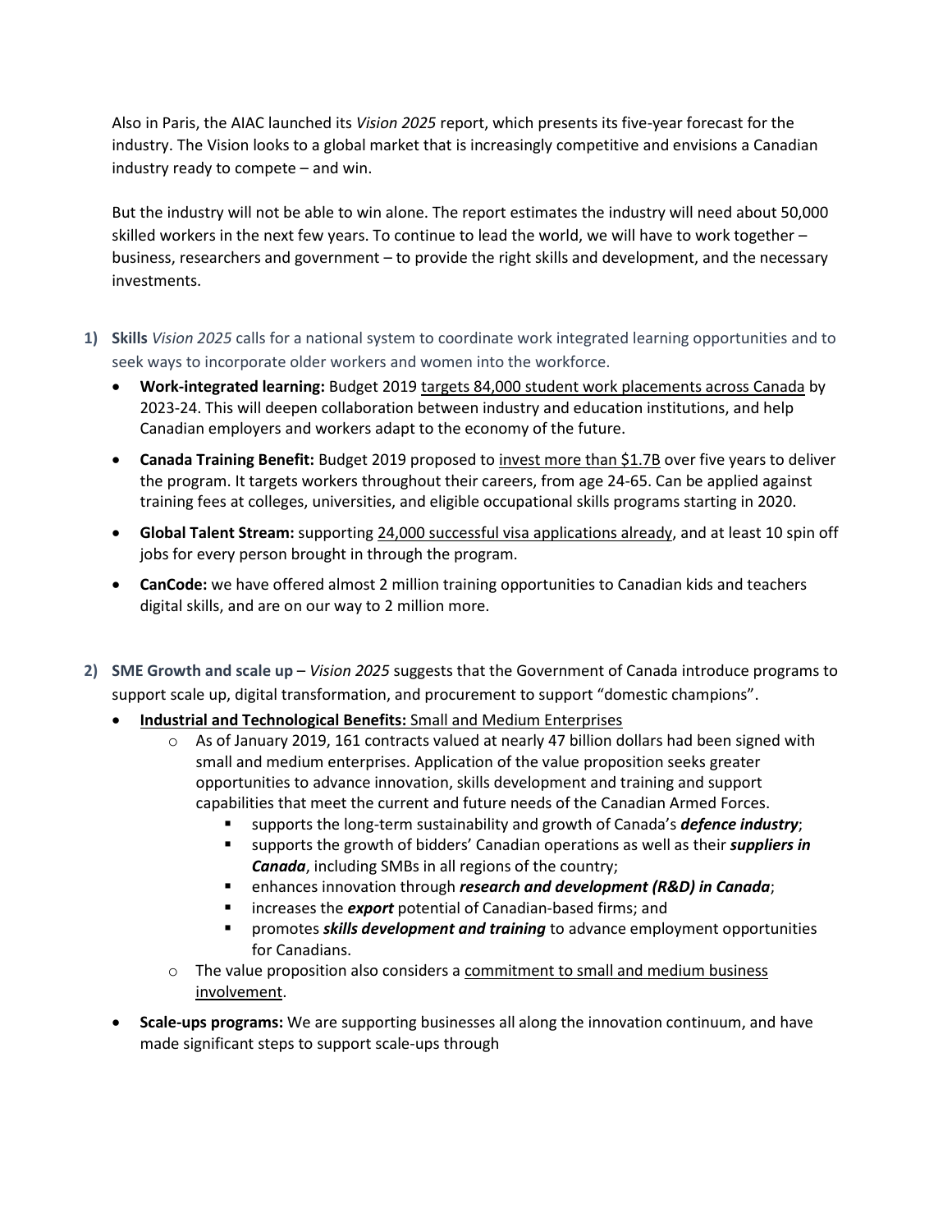Also in Paris, the AIAC launched its *Vision 2025* report, which presents its five-year forecast for the industry. The Vision looks to a global market that is increasingly competitive and envisions a Canadian industry ready to compete – and win.

But the industry will not be able to win alone. The report estimates the industry will need about 50,000 skilled workers in the next few years. To continue to lead the world, we will have to work together – business, researchers and government – to provide the right skills and development, and the necessary investments.

1) **Skills** *Vision 2025* calls for a national system to coordinate work integrated learning opportunities and to seek ways to incorporate older workers and women into the workforce.
   - **Work-integrated learning:** Budget 2019 targets 84,000 student work placements across Canada by 2023-24. This will deepen collaboration between industry and education institutions, and help Canadian employers and workers adapt to the economy of the future.
   - **Canada Training Benefit:** Budget 2019 proposed to invest more than $1.7B over five years to deliver the program. It targets workers throughout their careers, from age 24-65. Can be applied against training fees at colleges, universities, and eligible occupational skills programs starting in 2020.
   - **Global Talent Stream:** supporting 24,000 successful visa applications already, and at least 10 spin off jobs for every person brought in through the program.
   - **CanCode:** we have offered almost 2 million training opportunities to Canadian kids and teachers digital skills, and are on our way to 2 million more.

2) **SME Growth and scale up** – *Vision 2025* suggests that the Government of Canada introduce programs to support scale up, digital transformation, and procurement to support "domestic champions".
   - **Industrial and Technological Benefits:** Small and Medium Enterprises
     - As of January 2019, 161 contracts valued at nearly 47 billion dollars had been signed with small and medium enterprises. Application of the value proposition seeks greater opportunities to advance innovation, skills development and training and support capabilities that meet the current and future needs of the Canadian Armed Forces.
       - supports the long-term sustainability and growth of Canada's ***defence industry***;
       - supports the growth of bidders' Canadian operations as well as their ***suppliers in Canada***, including SMBs in all regions of the country;
       - enhances innovation through ***research and development (R&D) in Canada***;
       - increases the ***export*** potential of Canadian-based firms; and
       - promotes ***skills development and training*** to advance employment opportunities for Canadians.
     - The value proposition also considers a commitment to small and medium business involvement.
   - **Scale-ups programs:** We are supporting businesses all along the innovation continuum, and have made significant steps to support scale-ups through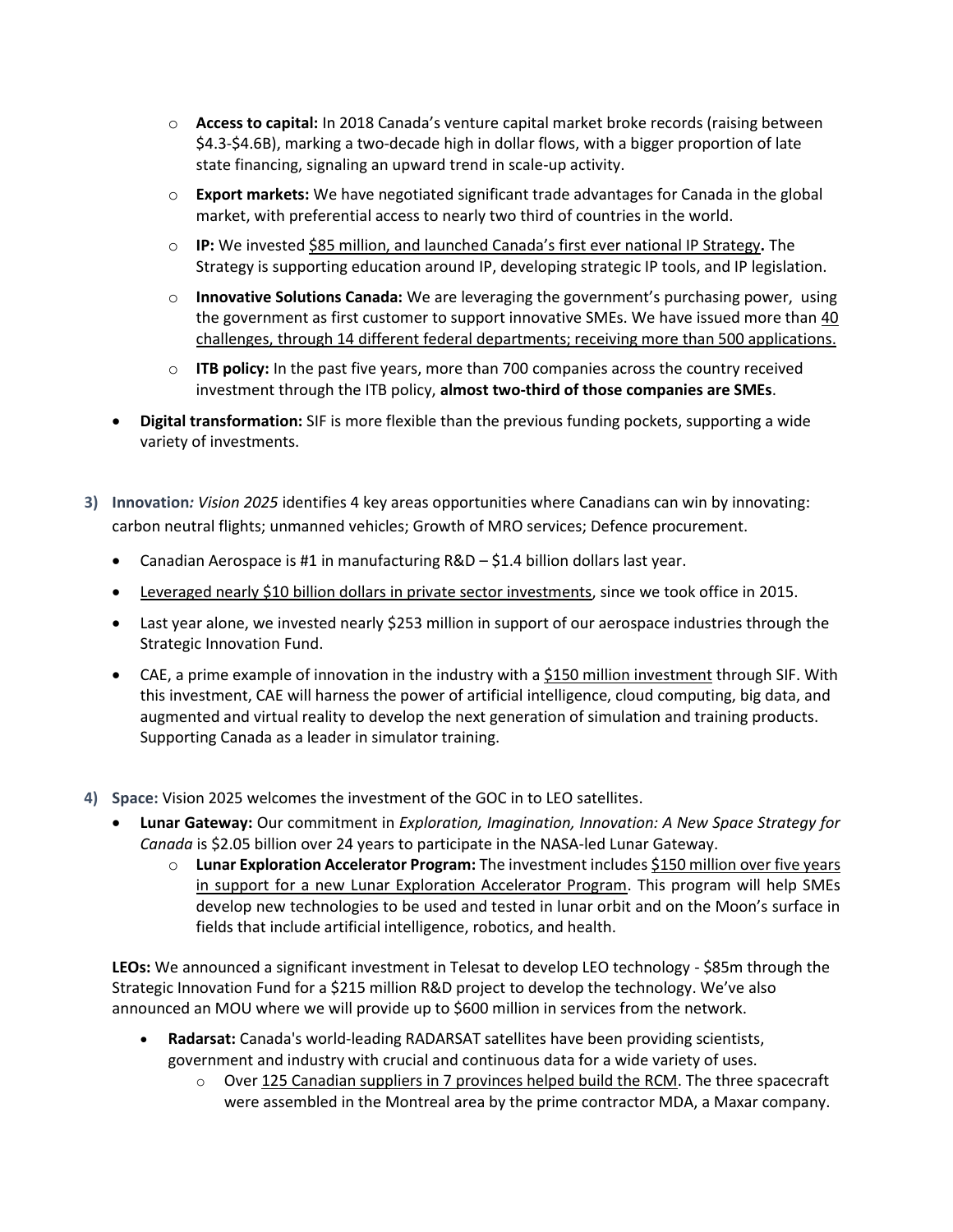- **Access to capital:** In 2018 Canada's venture capital market broke records (raising between $4.3-$4.6B), marking a two-decade high in dollar flows, with a bigger proportion of late state financing, signaling an upward trend in scale-up activity.
  - **Export markets:** We have negotiated significant trade advantages for Canada in the global market, with preferential access to nearly two third of countries in the world.
  - **IP:** We invested <u>$85 million, and launched Canada's first ever national IP Strategy</u>**.** The Strategy is supporting education around IP, developing strategic IP tools, and IP legislation.
  - **Innovative Solutions Canada:** We are leveraging the government's purchasing power, using the government as first customer to support innovative SMEs. We have issued more than <u>40 challenges, through 14 different federal departments; receiving more than 500 applications.</u>
  - **ITB policy:** In the past five years, more than 700 companies across the country received investment through the ITB policy, **almost two-third of those companies are SMEs**.
- **Digital transformation:** SIF is more flexible than the previous funding pockets, supporting a wide variety of investments.

3) **Innovation***: Vision 2025* identifies 4 key areas opportunities where Canadians can win by innovating: carbon neutral flights; unmanned vehicles; Growth of MRO services; Defence procurement.

- Canadian Aerospace is #1 in manufacturing R&D – $1.4 billion dollars last year.
- <u>Leveraged nearly $10 billion dollars in private sector investments</u>, since we took office in 2015.
- Last year alone, we invested nearly $253 million in support of our aerospace industries through the Strategic Innovation Fund.
- CAE, a prime example of innovation in the industry with a <u>$150 million investment</u> through SIF. With this investment, CAE will harness the power of artificial intelligence, cloud computing, big data, and augmented and virtual reality to develop the next generation of simulation and training products. Supporting Canada as a leader in simulator training.

4) **Space:** Vision 2025 welcomes the investment of the GOC in to LEO satellites.

- **Lunar Gateway:** Our commitment in *Exploration, Imagination, Innovation: A New Space Strategy for Canada* is $2.05 billion over 24 years to participate in the NASA-led Lunar Gateway.
  - **Lunar Exploration Accelerator Program:** The investment includes <u>$150 million over five years in support for a new Lunar Exploration Accelerator Program</u>. This program will help SMEs develop new technologies to be used and tested in lunar orbit and on the Moon's surface in fields that include artificial intelligence, robotics, and health.

**LEOs:** We announced a significant investment in Telesat to develop LEO technology - $85m through the Strategic Innovation Fund for a $215 million R&D project to develop the technology. We've also announced an MOU where we will provide up to $600 million in services from the network.

- **Radarsat:** Canada's world-leading RADARSAT satellites have been providing scientists, government and industry with crucial and continuous data for a wide variety of uses.
  - Over <u>125 Canadian suppliers in 7 provinces helped build the RCM</u>. The three spacecraft were assembled in the Montreal area by the prime contractor MDA, a Maxar company.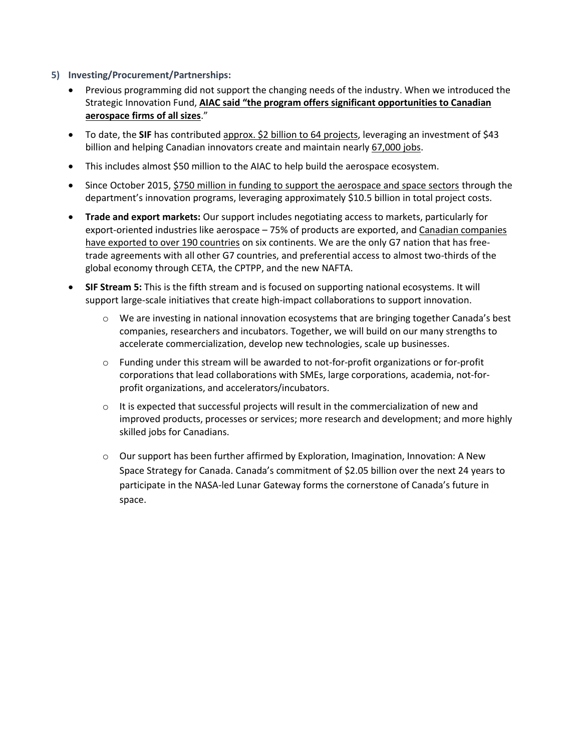5) **Investing/Procurement/Partnerships:**

- Previous programming did not support the changing needs of the industry. When we introduced the Strategic Innovation Fund, **AIAC said "the program offers significant opportunities to Canadian aerospace firms of all sizes**."
- To date, the **SIF** has contributed approx. $2 billion to 64 projects, leveraging an investment of $43 billion and helping Canadian innovators create and maintain nearly 67,000 jobs.
- This includes almost $50 million to the AIAC to help build the aerospace ecosystem.
- Since October 2015, $750 million in funding to support the aerospace and space sectors through the department's innovation programs, leveraging approximately $10.5 billion in total project costs.
- **Trade and export markets:** Our support includes negotiating access to markets, particularly for export-oriented industries like aerospace – 75% of products are exported, and Canadian companies have exported to over 190 countries on six continents. We are the only G7 nation that has free-trade agreements with all other G7 countries, and preferential access to almost two-thirds of the global economy through CETA, the CPTPP, and the new NAFTA.
- **SIF Stream 5:** This is the fifth stream and is focused on supporting national ecosystems. It will support large-scale initiatives that create high-impact collaborations to support innovation.
    - We are investing in national innovation ecosystems that are bringing together Canada's best companies, researchers and incubators. Together, we will build on our many strengths to accelerate commercialization, develop new technologies, scale up businesses.
    - Funding under this stream will be awarded to not-for-profit organizations or for-profit corporations that lead collaborations with SMEs, large corporations, academia, not-for-profit organizations, and accelerators/incubators.
    - It is expected that successful projects will result in the commercialization of new and improved products, processes or services; more research and development; and more highly skilled jobs for Canadians.
    - Our support has been further affirmed by Exploration, Imagination, Innovation: A New Space Strategy for Canada. Canada's commitment of $2.05 billion over the next 24 years to participate in the NASA-led Lunar Gateway forms the cornerstone of Canada's future in space.